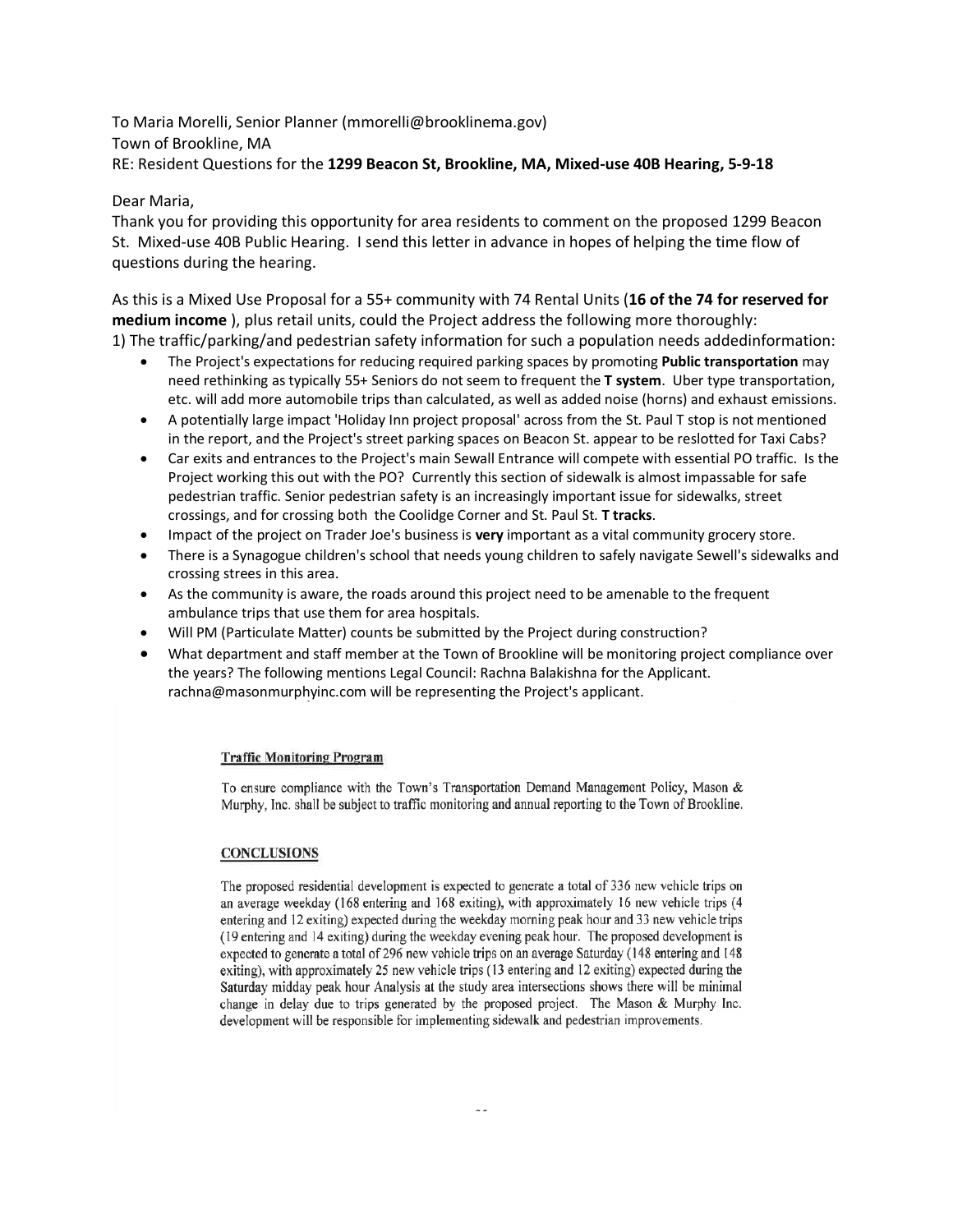To Maria Morelli, Senior Planner (mmorelli@brooklinema.gov)
Town of Brookline, MA
RE: Resident Questions for the **1299 Beacon St, Brookline, MA, Mixed-use 40B Hearing, 5-9-18**

Dear Maria,
Thank you for providing this opportunity for area residents to comment on the proposed 1299 Beacon St. Mixed-use 40B Public Hearing. I send this letter in advance in hopes of helping the time flow of questions during the hearing.

As this is a Mixed Use Proposal for a 55+ community with 74 Rental Units (**16 of the 74 for reserved for medium income** ), plus retail units, could the Project address the following more thoroughly:
1) The traffic/parking/and pedestrian safety information for such a population needs addedinformation:

- The Project's expectations for reducing required parking spaces by promoting **Public transportation** may need rethinking as typically 55+ Seniors do not seem to frequent the **T system**. Uber type transportation, etc. will add more automobile trips than calculated, as well as added noise (horns) and exhaust emissions.
- A potentially large impact 'Holiday Inn project proposal' across from the St. Paul T stop is not mentioned in the report, and the Project's street parking spaces on Beacon St. appear to be reslotted for Taxi Cabs?
- Car exits and entrances to the Project's main Sewall Entrance will compete with essential PO traffic. Is the Project working this out with the PO? Currently this section of sidewalk is almost impassable for safe pedestrian traffic. Senior pedestrian safety is an increasingly important issue for sidewalks, street crossings, and for crossing both the Coolidge Corner and St. Paul St. **T tracks**.
- Impact of the project on Trader Joe's business is **very** important as a vital community grocery store.
- There is a Synagogue children's school that needs young children to safely navigate Sewell's sidewalks and crossing strees in this area.
- As the community is aware, the roads around this project need to be amenable to the frequent ambulance trips that use them for area hospitals.
- Will PM (Particulate Matter) counts be submitted by the Project during construction?
- What department and staff member at the Town of Brookline will be monitoring project compliance over the years? The following mentions Legal Council: Rachna Balakishna for the Applicant. rachna@masonmurphyinc.com will be representing the Project's applicant.

**Traffic Monitoring Program**

To ensure compliance with the Town's Transportation Demand Management Policy, Mason & Murphy, Inc. shall be subject to traffic monitoring and annual reporting to the Town of Brookline.

**CONCLUSIONS**

The proposed residential development is expected to generate a total of 336 new vehicle trips on an average weekday (168 entering and 168 exiting), with approximately 16 new vehicle trips (4 entering and 12 exiting) expected during the weekday morning peak hour and 33 new vehicle trips (19 entering and 14 exiting) during the weekday evening peak hour. The proposed development is expected to generate a total of 296 new vehicle trips on an average Saturday (148 entering and 148 exiting), with approximately 25 new vehicle trips (13 entering and 12 exiting) expected during the Saturday midday peak hour Analysis at the study area intersections shows there will be minimal change in delay due to trips generated by the proposed project. The Mason & Murphy Inc. development will be responsible for implementing sidewalk and pedestrian improvements.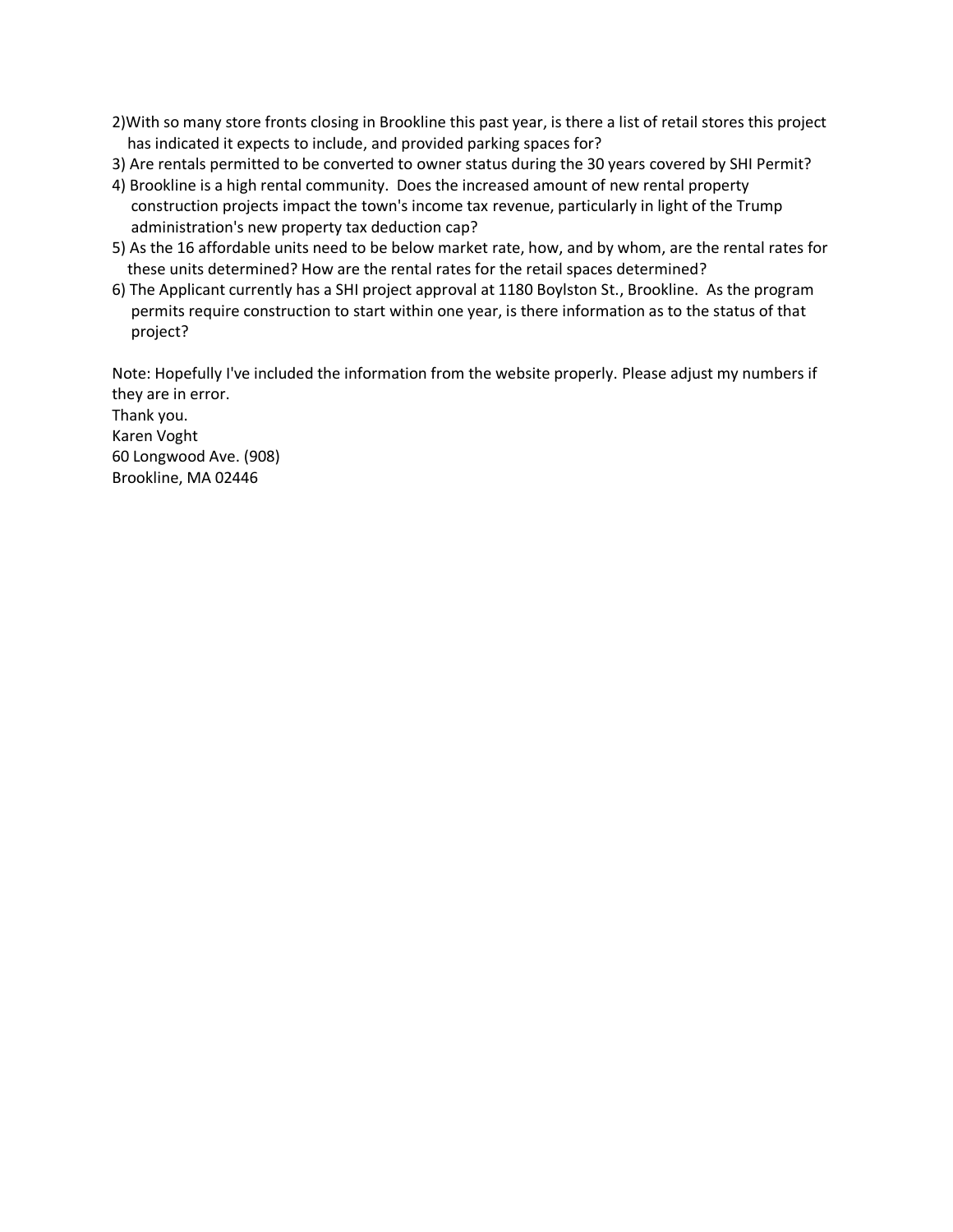2) With so many store fronts closing in Brookline this past year, is there a list of retail stores this project has indicated it expects to include, and provided parking spaces for?

3) Are rentals permitted to be converted to owner status during the 30 years covered by SHI Permit?

4) Brookline is a high rental community. Does the increased amount of new rental property construction projects impact the town's income tax revenue, particularly in light of the Trump administration's new property tax deduction cap?

5) As the 16 affordable units need to be below market rate, how, and by whom, are the rental rates for these units determined? How are the rental rates for the retail spaces determined?

6) The Applicant currently has a SHI project approval at 1180 Boylston St., Brookline. As the program permits require construction to start within one year, is there information as to the status of that project?

Note: Hopefully I've included the information from the website properly. Please adjust my numbers if they are in error.

Thank you.
Karen Voght
60 Longwood Ave. (908)
Brookline, MA 02446